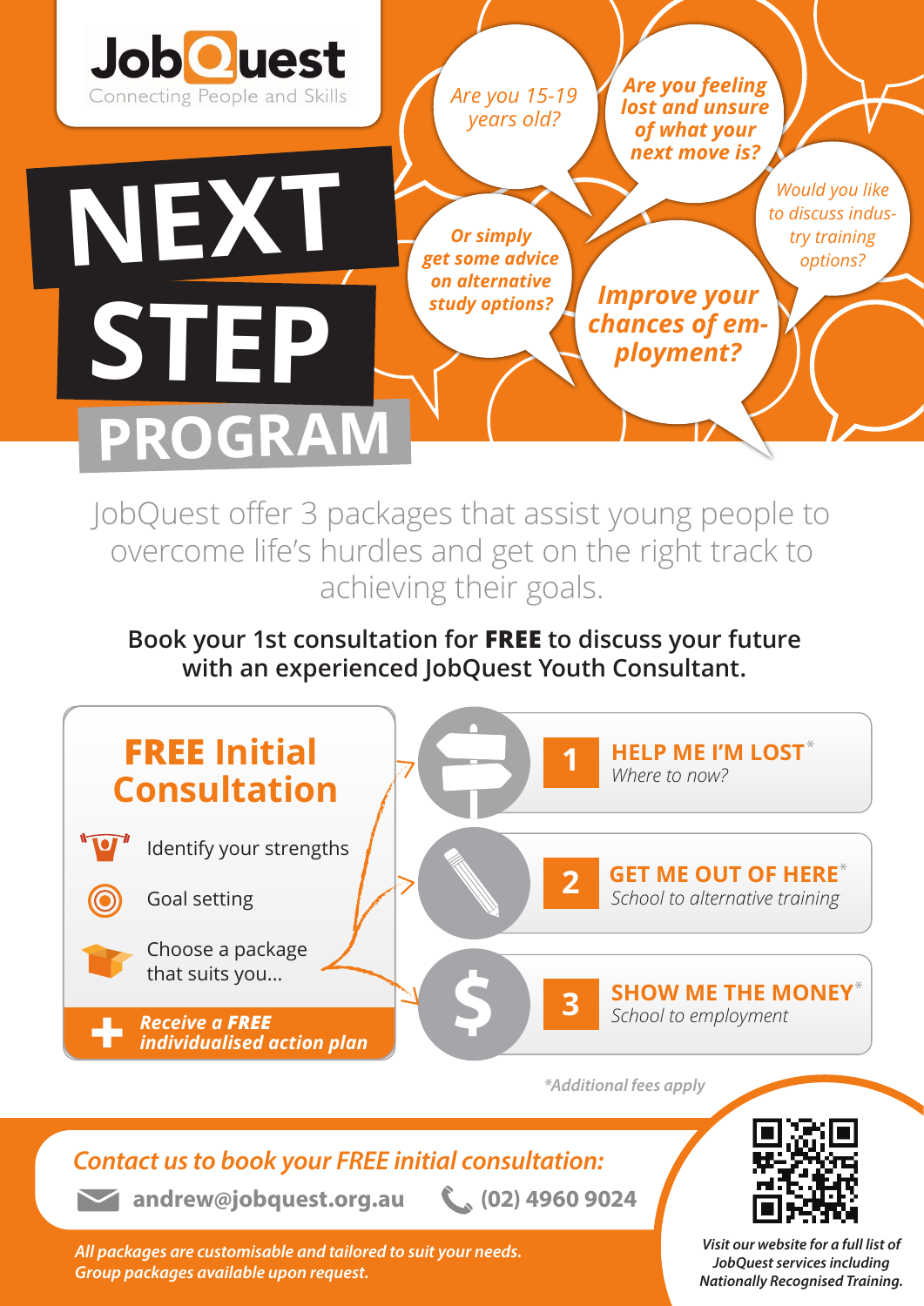**JobQuest**
Connecting People and Skills

# NEXT STEP PROGRAM

*Are you 15-19 years old?*

*Are you feeling lost and unsure of what your next move is?*

*Would you like to discuss industry training options?*

*Or simply get some advice on alternative study options?*

*Improve your chances of employment?*

JobQuest offer 3 packages that assist young people to overcome life's hurdles and get on the right track to achieving their goals.

**Book your 1st consultation for FREE to discuss your future with an experienced JobQuest Youth Consultant.**

## FREE Initial Consultation

- Identify your strengths
- Goal setting
- Choose a package that suits you...

**+ *Receive a FREE individualised action plan***

**1 HELP ME I'M LOST*** *Where to now?*

**2 GET ME OUT OF HERE*** *School to alternative training*

**3 SHOW ME THE MONEY*** *School to employment*

**Additional fees apply*

*Contact us to book your FREE initial consultation:*

**andrew@jobquest.org.au** **(02) 4960 9024**

***All packages are customisable and tailored to suit your needs. Group packages available upon request.***

***Visit our website for a full list of JobQuest services including Nationally Recognised Training.***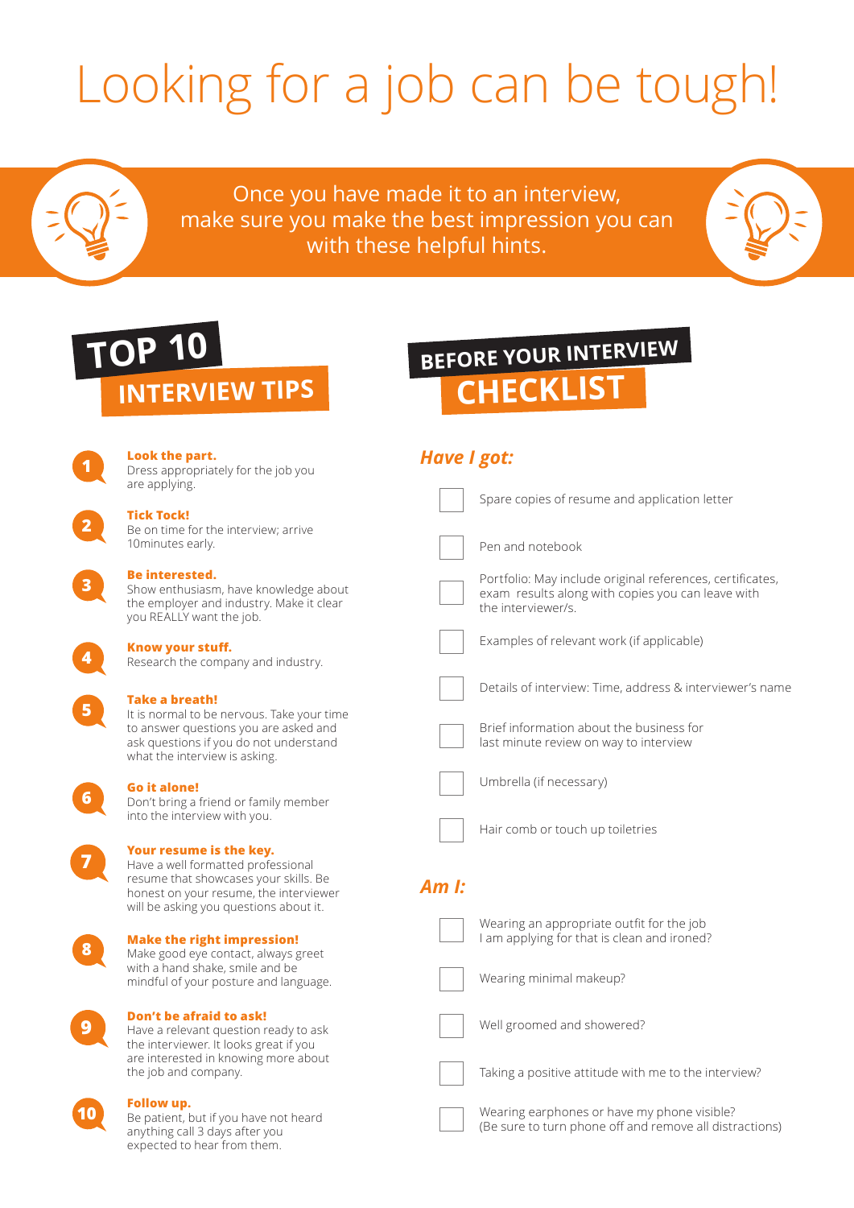# Looking for a job can be tough!

Once you have made it to an interview, make sure you make the best impression you can with these helpful hints.

## TOP 10 INTERVIEW TIPS

1. **Look the part.**
   Dress appropriately for the job you are applying.
2. **Tick Tock!**
   Be on time for the interview; arrive 10minutes early.
3. **Be interested.**
   Show enthusiasm, have knowledge about the employer and industry. Make it clear you REALLY want the job.
4. **Know your stuff.**
   Research the company and industry.
5. **Take a breath!**
   It is normal to be nervous. Take your time to answer questions you are asked and ask questions if you do not understand what the interview is asking.
6. **Go it alone!**
   Don't bring a friend or family member into the interview with you.
7. **Your resume is the key.**
   Have a well formatted professional resume that showcases your skills. Be honest on your resume, the interviewer will be asking you questions about it.
8. **Make the right impression!**
   Make good eye contact, always greet with a hand shake, smile and be mindful of your posture and language.
9. **Don't be afraid to ask!**
   Have a relevant question ready to ask the interviewer. It looks great if you are interested in knowing more about the job and company.
10. **Follow up.**
    Be patient, but if you have not heard anything call 3 days after you expected to hear from them.

## BEFORE YOUR INTERVIEW CHECKLIST

### *Have I got:*

- [ ] Spare copies of resume and application letter
- [ ] Pen and notebook
- [ ] Portfolio: May include original references, certificates, exam results along with copies you can leave with the interviewer/s.
- [ ] Examples of relevant work (if applicable)
- [ ] Details of interview: Time, address & interviewer's name
- [ ] Brief information about the business for last minute review on way to interview
- [ ] Umbrella (if necessary)
- [ ] Hair comb or touch up toiletries

### *Am I:*

- [ ] Wearing an appropriate outfit for the job I am applying for that is clean and ironed?
- [ ] Wearing minimal makeup?
- [ ] Well groomed and showered?
- [ ] Taking a positive attitude with me to the interview?
- [ ] Wearing earphones or have my phone visible? (Be sure to turn phone off and remove all distractions)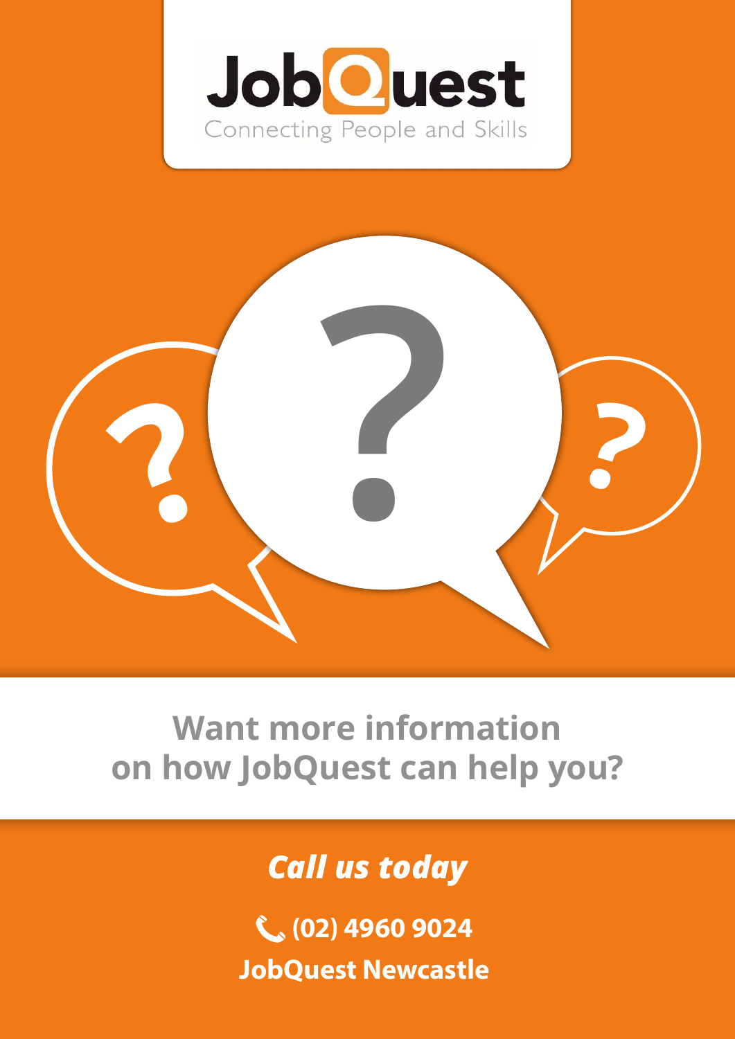JobQuest

Connecting People and Skills

## Want more information on how JobQuest can help you?

***Call us today***

**(02) 4960 9024**

**JobQuest Newcastle**